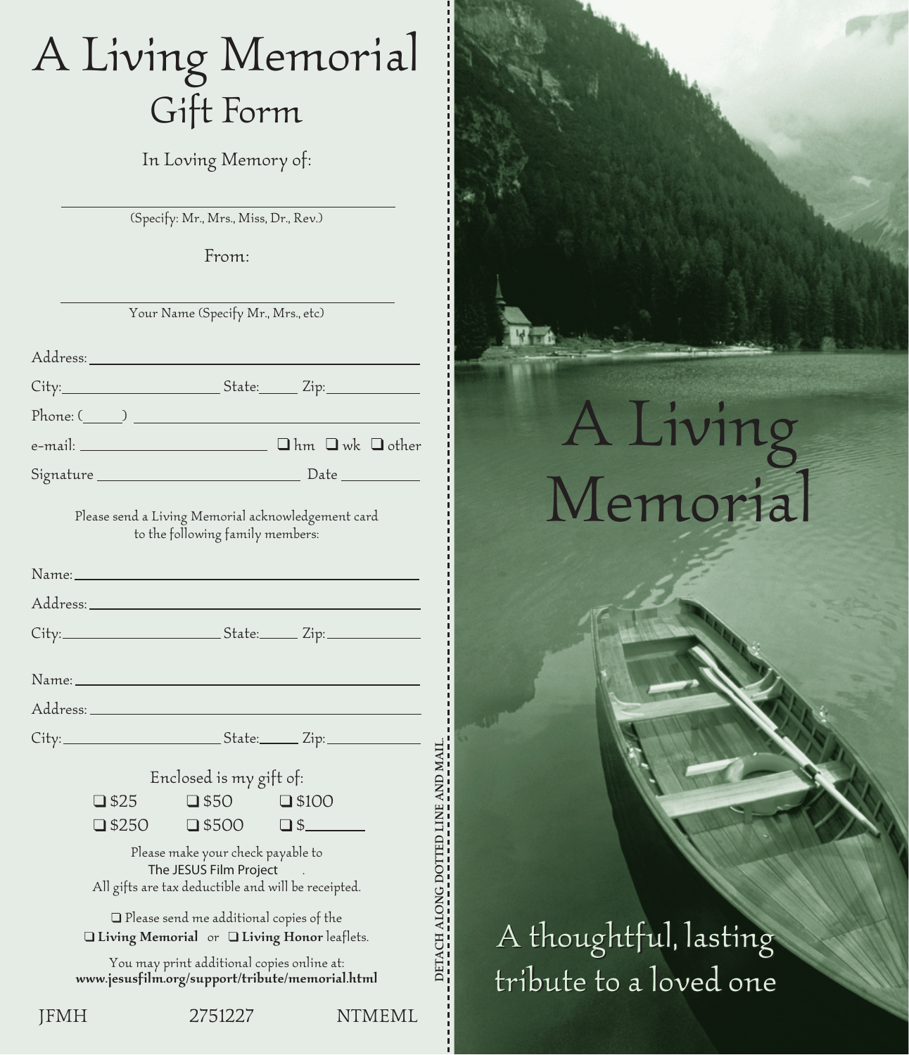# A Living Memorial

## Gift Form

In Loving Memory of:

______________________________

(Specify: Mr., Mrs., Miss, Dr., Rev.)

From:

______________________________

Your Name (Specify Mr., Mrs., etc)

Address: ______________________________

City: ____________ State: _____ Zip: ________

Phone: (_____) ______________________

e-mail: ________________ ❑ hm ❑ wk ❑ other

Signature ________________ Date ________

Please send a Living Memorial acknowledgement card to the following family members:

Name: ______________________________

Address: ______________________________

City: ____________ State: _____ Zip: ________

Name: ______________________________

Address: ______________________________

City: ____________ State: _____ Zip: ________

Enclosed is my gift of:

❑ $25 ❑ $50 ❑ $100

❑ $250 ❑ $500 ❑ $______

Please make your check payable to
The JESUS Film Project.
All gifts are tax deductible and will be receipted.

❑ Please send me additional copies of the
❑ **Living Memorial** or ❑ **Living Honor** leaflets.

You may print additional copies online at:
**www.jesusfilm.org/support/tribute/memorial.html**

JFMH 2751227 NTMEML

DETACH ALONG DOTTED LINE AND MAIL.

# A Living Memorial

A thoughtful, lasting tribute to a loved one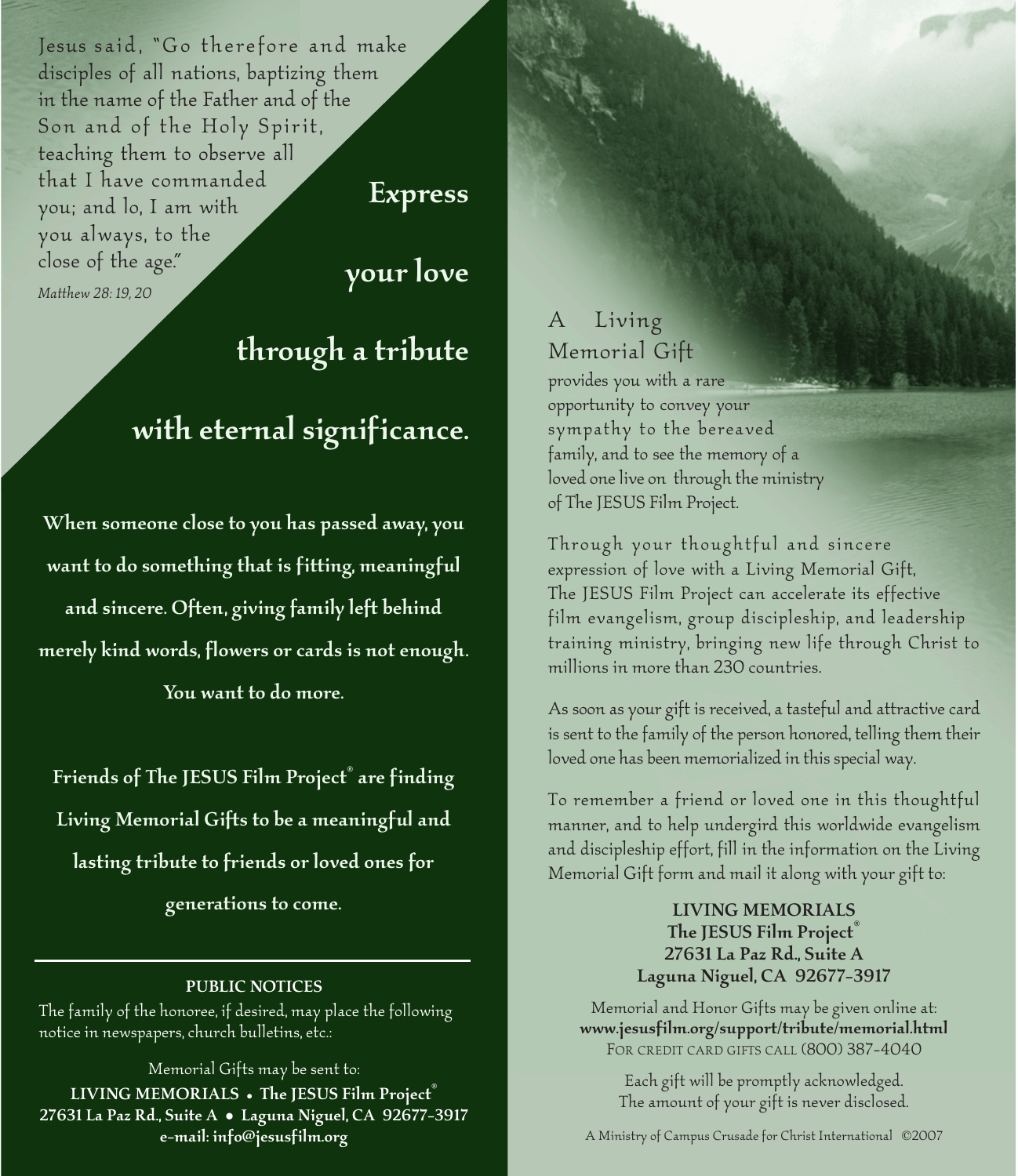Jesus said, "Go therefore and make disciples of all nations, baptizing them in the name of the Father and of the Son and of the Holy Spirit, teaching them to observe all that I have commanded you; and lo, I am with you always, to the close of the age."

*Matthew 28: 19, 20*

# Express your love through a tribute with eternal significance.

**When someone close to you has passed away, you want to do something that is fitting, meaningful and sincere. Often, giving family left behind merely kind words, flowers or cards is not enough. You want to do more.**

**Friends of The JESUS Film Project® are finding Living Memorial Gifts to be a meaningful and lasting tribute to friends or loved ones for generations to come.**

## PUBLIC NOTICES

The family of the honoree, if desired, may place the following notice in newspapers, church bulletins, etc.:

Memorial Gifts may be sent to:
**LIVING MEMORIALS • The JESUS Film Project®**
**27631 La Paz Rd., Suite A • Laguna Niguel, CA 92677-3917**
**e-mail: info@jesusfilm.org**

## A Living Memorial Gift

provides you with a rare opportunity to convey your sympathy to the bereaved family, and to see the memory of a loved one live on through the ministry of The JESUS Film Project.

Through your thoughtful and sincere expression of love with a Living Memorial Gift, The JESUS Film Project can accelerate its effective film evangelism, group discipleship, and leadership training ministry, bringing new life through Christ to millions in more than 230 countries.

As soon as your gift is received, a tasteful and attractive card is sent to the family of the person honored, telling them their loved one has been memorialized in this special way.

To remember a friend or loved one in this thoughtful manner, and to help undergird this worldwide evangelism and discipleship effort, fill in the information on the Living Memorial Gift form and mail it along with your gift to:

**LIVING MEMORIALS**
**The JESUS Film Project®**
**27631 La Paz Rd., Suite A**
**Laguna Niguel, CA 92677-3917**

Memorial and Honor Gifts may be given online at:
**www.jesusfilm.org/support/tribute/memorial.html**
FOR CREDIT CARD GIFTS CALL (800) 387-4040

Each gift will be promptly acknowledged.
The amount of your gift is never disclosed.

A Ministry of Campus Crusade for Christ International ©2007